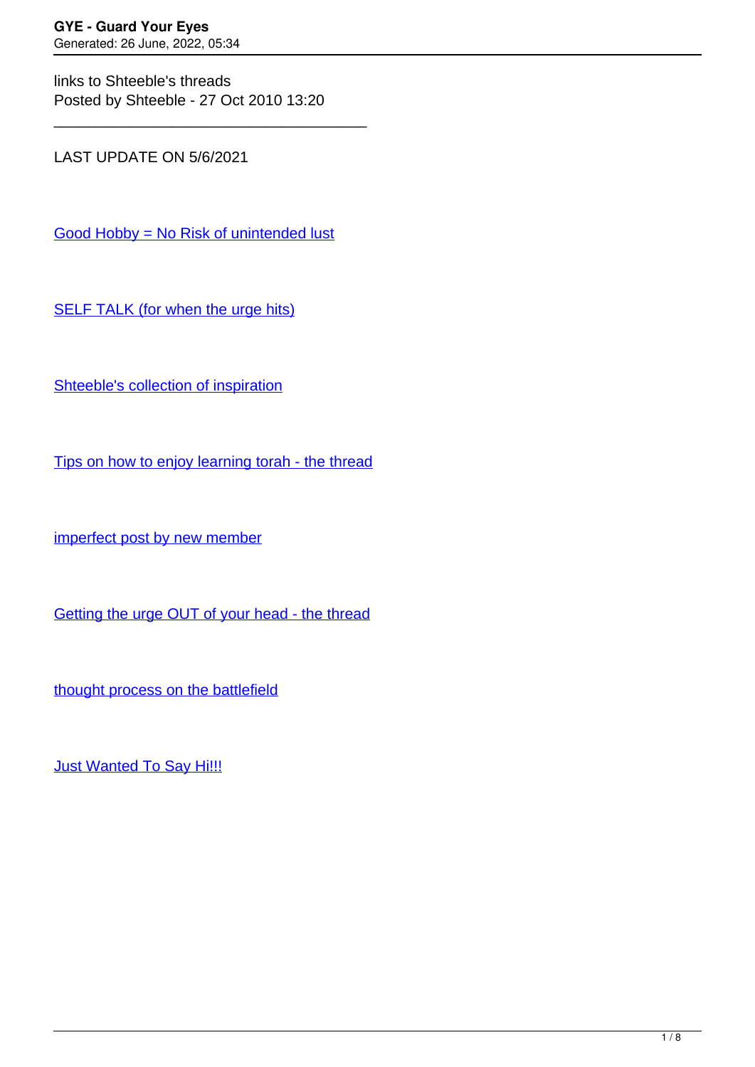links to Shteeble's threads
Posted by Shteeble - 27 Oct 2010 13:20

---

LAST UPDATE ON 5/6/2021

Good Hobby = No Risk of unintended lust

SELF TALK (for when the urge hits)

Shteeble's collection of inspiration

Tips on how to enjoy learning torah - the thread

imperfect post by new member

Getting the urge OUT of your head - the thread

thought process on the battlefield

Just Wanted To Say Hi!!!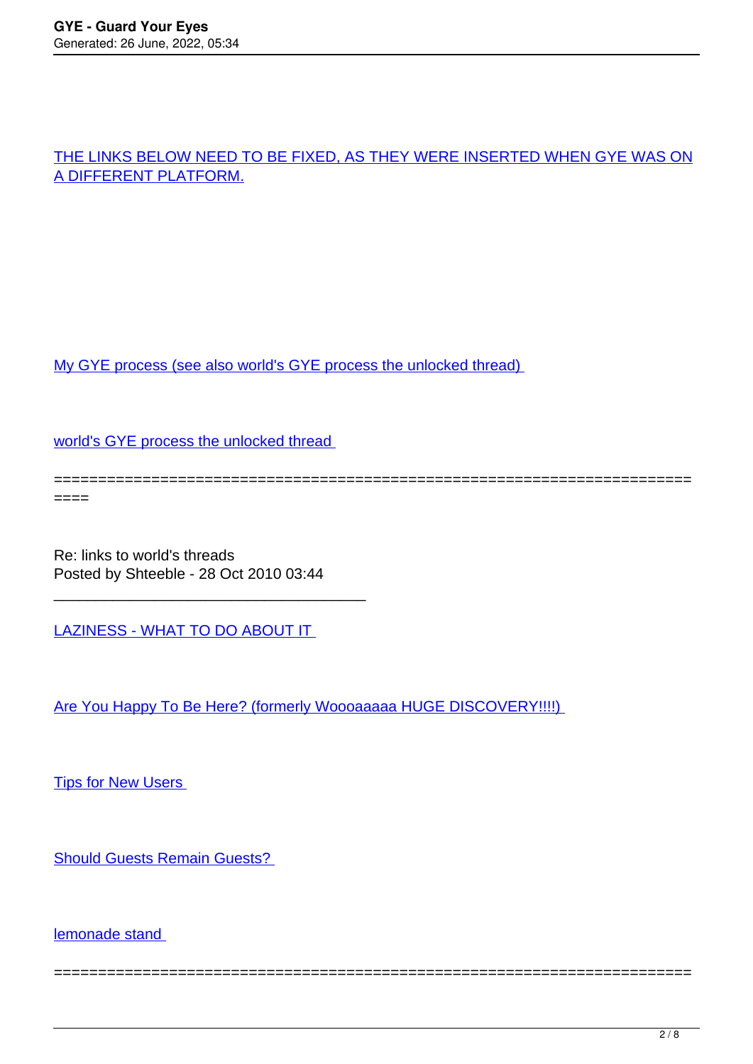THE LINKS BELOW NEED TO BE FIXED, AS THEY WERE INSERTED WHEN GYE WAS ON A DIFFERENT PLATFORM.

My GYE process (see also world's GYE process the unlocked thread)

world's GYE process the unlocked thread

============================================================================

Re: links to world's threads
Posted by Shteeble - 28 Oct 2010 03:44

---

LAZINESS - WHAT TO DO ABOUT IT

Are You Happy To Be Here? (formerly Woooaaaaa HUGE DISCOVERY!!!!)

Tips for New Users

Should Guests Remain Guests?

lemonade stand

========================================================================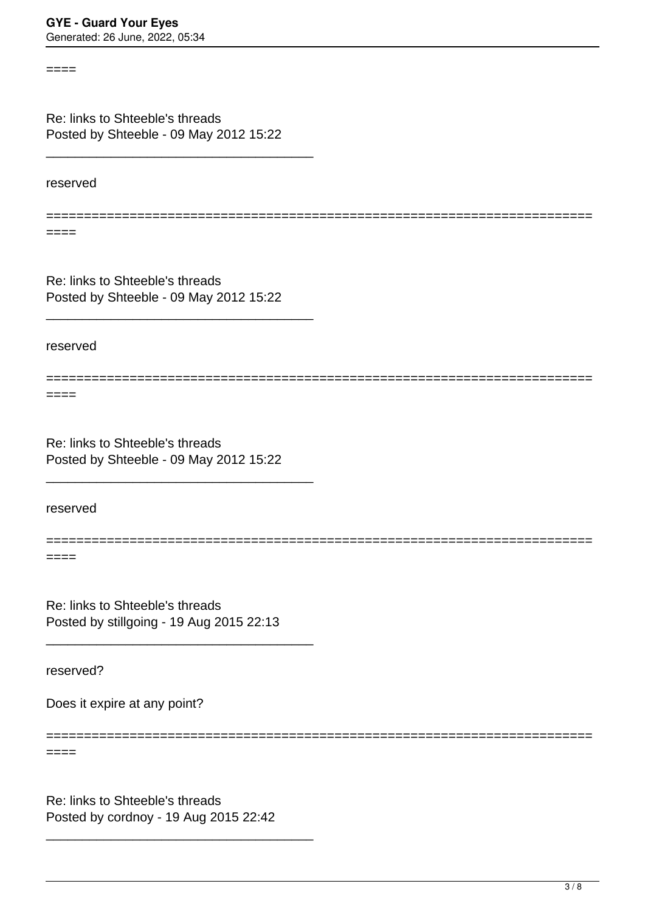====

Re: links to Shteeble's threads
Posted by Shteeble - 09 May 2012 15:22

_____________________________________

reserved

========================================================================
====

Re: links to Shteeble's threads
Posted by Shteeble - 09 May 2012 15:22

_____________________________________

reserved

========================================================================
====

Re: links to Shteeble's threads
Posted by Shteeble - 09 May 2012 15:22

_____________________________________

reserved

========================================================================
====

Re: links to Shteeble's threads
Posted by stillgoing - 19 Aug 2015 22:13

_____________________________________

reserved?

Does it expire at any point?

========================================================================
====

Re: links to Shteeble's threads
Posted by cordnoy - 19 Aug 2015 22:42

_____________________________________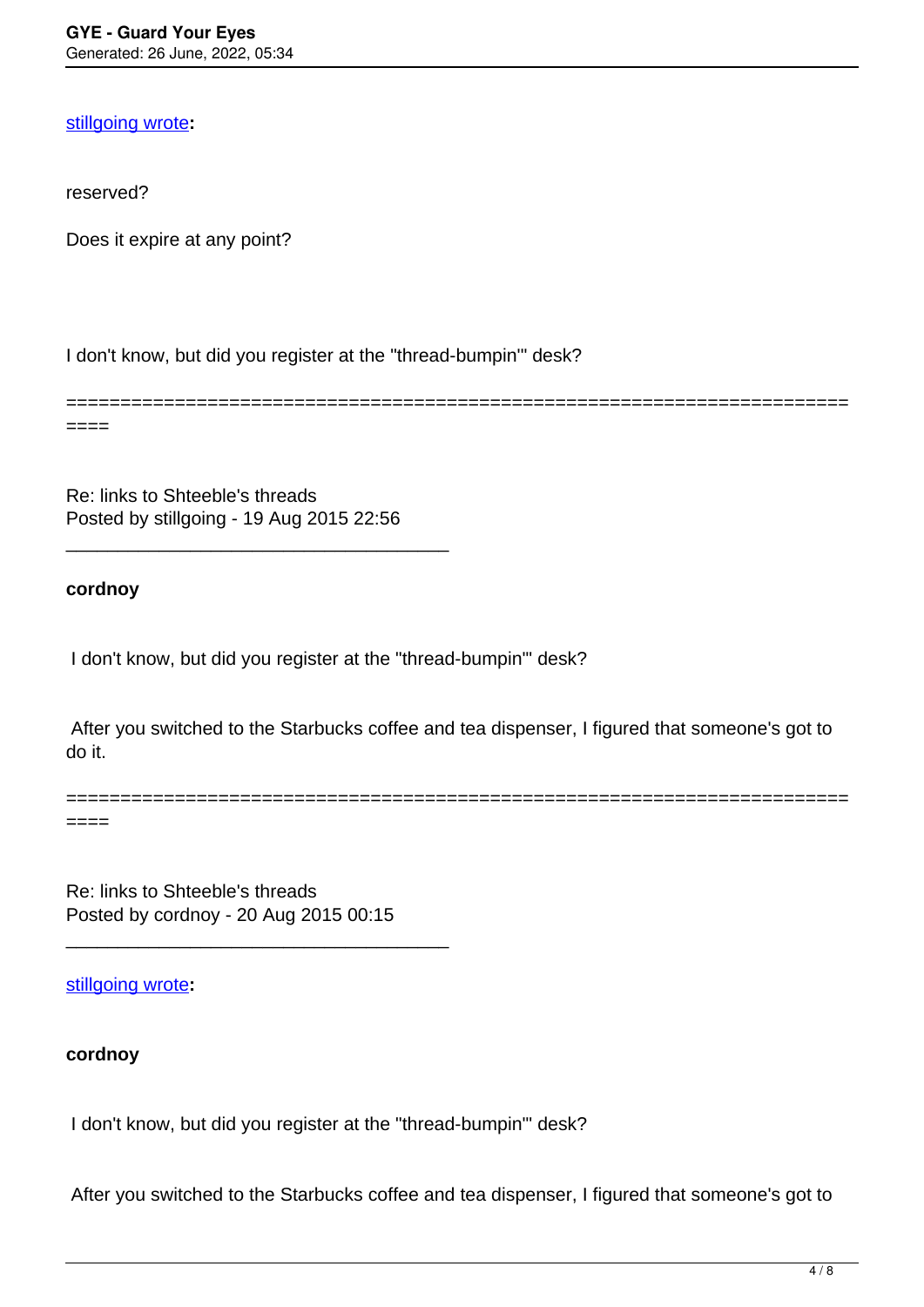stillgoing wrote**:**

reserved?

Does it expire at any point?

I don't know, but did you register at the "thread-bumpin'" desk?

============================================================================

Re: links to Shteeble's threads
Posted by stillgoing - 19 Aug 2015 22:56

_____________________________________

**cordnoy**

I don't know, but did you register at the "thread-bumpin'" desk?

After you switched to the Starbucks coffee and tea dispenser, I figured that someone's got to do it.

============================================================================

Re: links to Shteeble's threads
Posted by cordnoy - 20 Aug 2015 00:15

_____________________________________

stillgoing wrote**:**

**cordnoy**

I don't know, but did you register at the "thread-bumpin'" desk?

After you switched to the Starbucks coffee and tea dispenser, I figured that someone's got to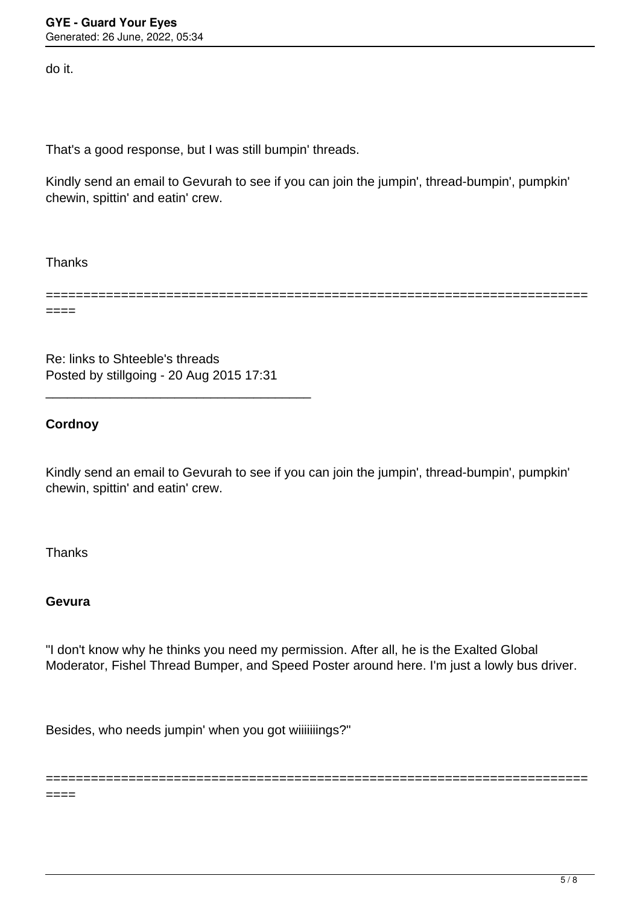do it.

That's a good response, but I was still bumpin' threads.

Kindly send an email to Gevurah to see if you can join the jumpin', thread-bumpin', pumpkin' chewin, spittin' and eatin' crew.

Thanks

============================================================================

Re: links to Shteeble's threads
Posted by stillgoing - 20 Aug 2015 17:31

_____________________________________

**Cordnoy**

Kindly send an email to Gevurah to see if you can join the jumpin', thread-bumpin', pumpkin' chewin, spittin' and eatin' crew.

Thanks

**Gevura**

"I don't know why he thinks you need my permission. After all, he is the Exalted Global Moderator, Fishel Thread Bumper, and Speed Poster around here. I'm just a lowly bus driver.

Besides, who needs jumpin' when you got wiiiiiiings?"

============================================================================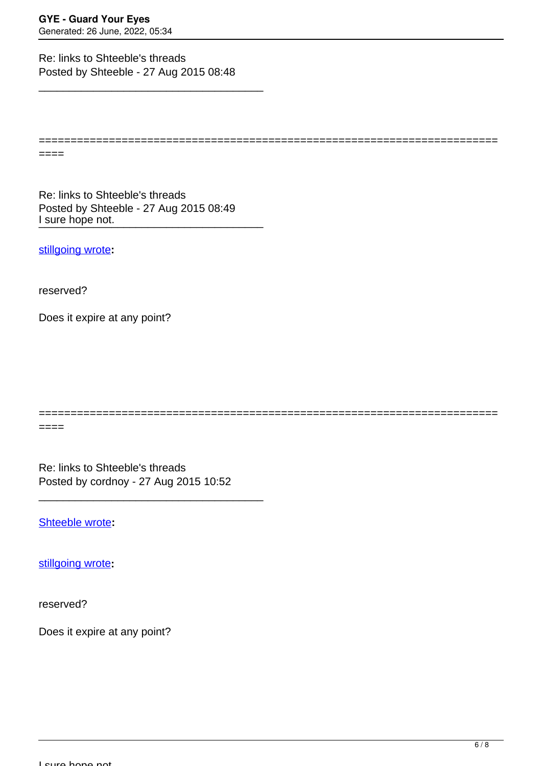Re: links to Shteeble's threads
Posted by Shteeble - 27 Aug 2015 08:48

---

=====================================================================

Re: links to Shteeble's threads
Posted by Shteeble - 27 Aug 2015 08:49

I sure hope not.

---

stillgoing wrote**:**

reserved?

Does it expire at any point?

=====================================================================

Re: links to Shteeble's threads
Posted by cordnoy - 27 Aug 2015 10:52

---

Shteeble wrote**:**

stillgoing wrote**:**

reserved?

Does it expire at any point?

I sure hope not.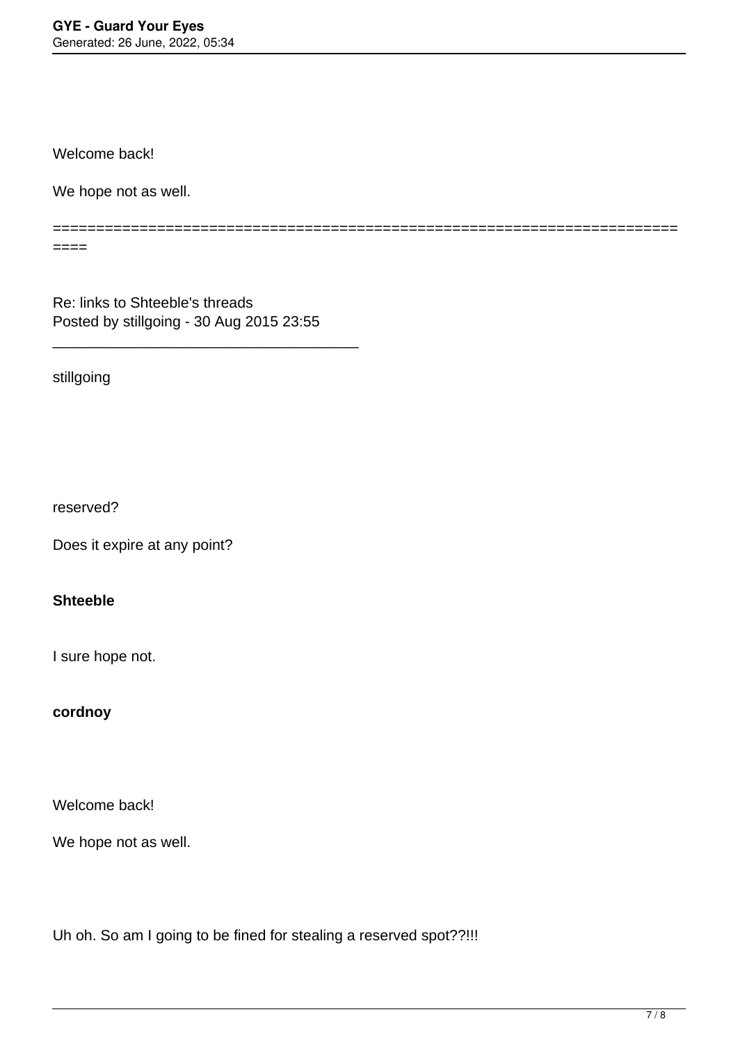Welcome back!

We hope not as well.

===========================================================================

Re: links to Shteeble's threads
Posted by stillgoing - 30 Aug 2015 23:55

_____________________________________

stillgoing

reserved?

Does it expire at any point?

**Shteeble**

I sure hope not.

**cordnoy**

Welcome back!

We hope not as well.

Uh oh. So am I going to be fined for stealing a reserved spot??!!!